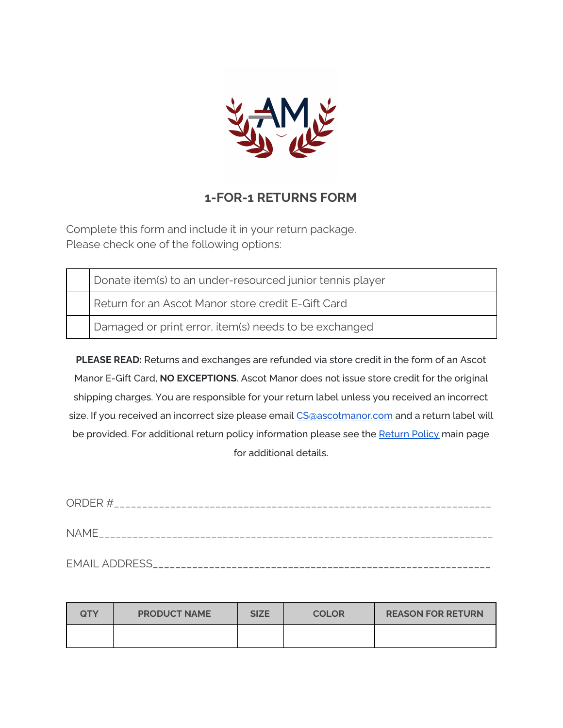# 1-FOR-1 RETURNS FORM

Complete this form and include it in your return package.
Please check one of the following options:

| | |
|---|---|
| | Donate item(s) to an under-resourced junior tennis player |
| | Return for an Ascot Manor store credit E-Gift Card |
| | Damaged or print error, item(s) needs to be exchanged |

**PLEASE READ:** Returns and exchanges are refunded via store credit in the form of an Ascot Manor E-Gift Card, **NO EXCEPTIONS**. Ascot Manor does not issue store credit for the original shipping charges. You are responsible for your return label unless you received an incorrect size. If you received an incorrect size please email [CS@ascotmanor.com](mailto:CS@ascotmanor.com) and a return label will be provided. For additional return policy information please see the [Return Policy] main page for additional details.

ORDER #_________________________________________________________________

NAME____________________________________________________________________

EMAIL ADDRESS___________________________________________________________

| QTY | PRODUCT NAME | SIZE | COLOR | REASON FOR RETURN |
|---|---|---|---|---|
| | | | | |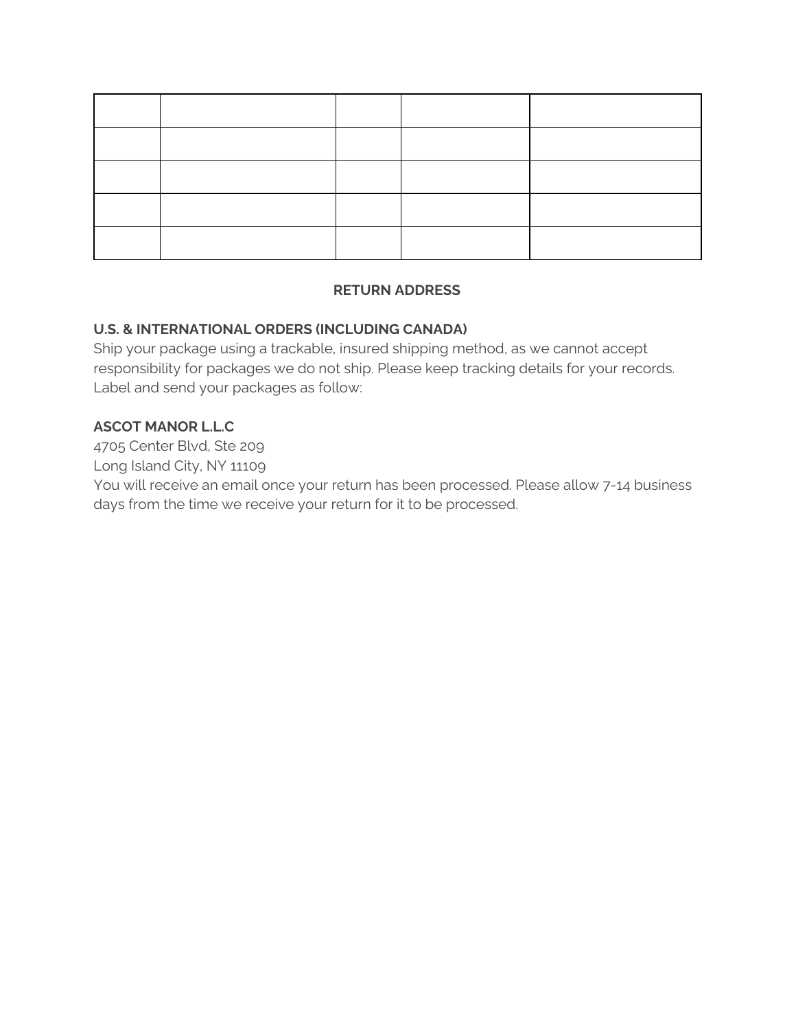| | | | | |
|---|---|---|---|---|
| | | | | |
| | | | | |
| | | | | |
| | | | | |
| | | | | |

**RETURN ADDRESS**

**U.S. & INTERNATIONAL ORDERS (INCLUDING CANADA)**

Ship your package using a trackable, insured shipping method, as we cannot accept responsibility for packages we do not ship. Please keep tracking details for your records. Label and send your packages as follow:

**ASCOT MANOR L.L.C**
4705 Center Blvd, Ste 209
Long Island City, NY 11109
You will receive an email once your return has been processed. Please allow 7-14 business days from the time we receive your return for it to be processed.